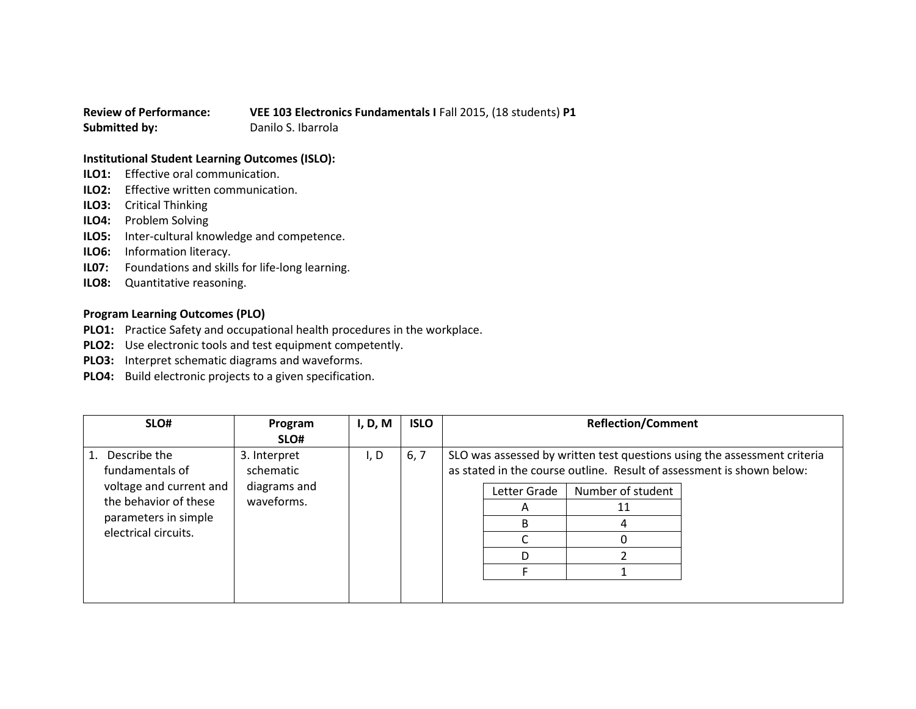**Review of Performance:** **VEE 103 Electronics Fundamentals I** Fall 2015, (18 students) **P1**
**Submitted by:** Danilo S. Ibarrola

**Institutional Student Learning Outcomes (ISLO):**

**ILO1:** Effective oral communication.
**ILO2:** Effective written communication.
**ILO3:** Critical Thinking
**ILO4:** Problem Solving
**ILO5:** Inter-cultural knowledge and competence.
**ILO6:** Information literacy.
**IL07:** Foundations and skills for life-long learning.
**ILO8:** Quantitative reasoning.

**Program Learning Outcomes (PLO)**

**PLO1:** Practice Safety and occupational health procedures in the workplace.
**PLO2:** Use electronic tools and test equipment competently.
**PLO3:** Interpret schematic diagrams and waveforms.
**PLO4:** Build electronic projects to a given specification.

| SLO# | Program SLO# | I, D, M | ISLO | Reflection/Comment |
|---|---|---|---|---|
| 1. Describe the fundamentals of voltage and current and the behavior of these parameters in simple electrical circuits. | 3. Interpret schematic diagrams and waveforms. | I, D | 6, 7 | SLO was assessed by written test questions using the assessment criteria as stated in the course outline. Result of assessment is shown below: |

| Letter Grade | Number of student |
|---|---|
| A | 11 |
| B | 4 |
| C | 0 |
| D | 2 |
| F | 1 |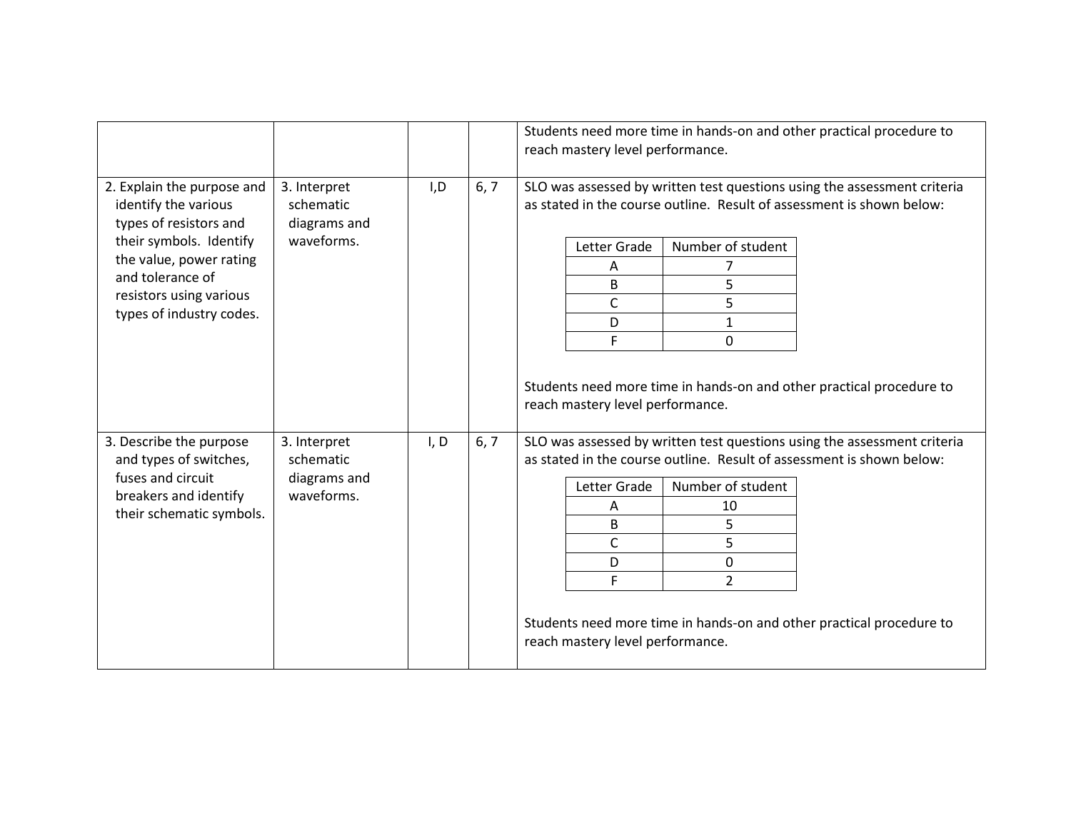| | | | | |
|---|---|---|---|---|
| | | | | Students need more time in hands-on and other practical procedure to reach mastery level performance. |
| 2. Explain the purpose and identify the various types of resistors and their symbols. Identify the value, power rating and tolerance of resistors using various types of industry codes. | 3. Interpret schematic diagrams and waveforms. | I,D | 6, 7 | SLO was assessed by written test questions using the assessment criteria as stated in the course outline. Result of assessment is shown below:<br><br>Letter Grade / Number of student: A – 7; B – 5; C – 5; D – 1; F – 0<br><br>Students need more time in hands-on and other practical procedure to reach mastery level performance. |
| 3. Describe the purpose and types of switches, fuses and circuit breakers and identify their schematic symbols. | 3. Interpret schematic diagrams and waveforms. | I, D | 6, 7 | SLO was assessed by written test questions using the assessment criteria as stated in the course outline. Result of assessment is shown below:<br><br>Letter Grade / Number of student: A – 10; B – 5; C – 5; D – 0; F – 2<br><br>Students need more time in hands-on and other practical procedure to reach mastery level performance. |

SLO 2 results:

| Letter Grade | Number of student |
|---|---|
| A | 7 |
| B | 5 |
| C | 5 |
| D | 1 |
| F | 0 |

SLO 3 results:

| Letter Grade | Number of student |
|---|---|
| A | 10 |
| B | 5 |
| C | 5 |
| D | 0 |
| F | 2 |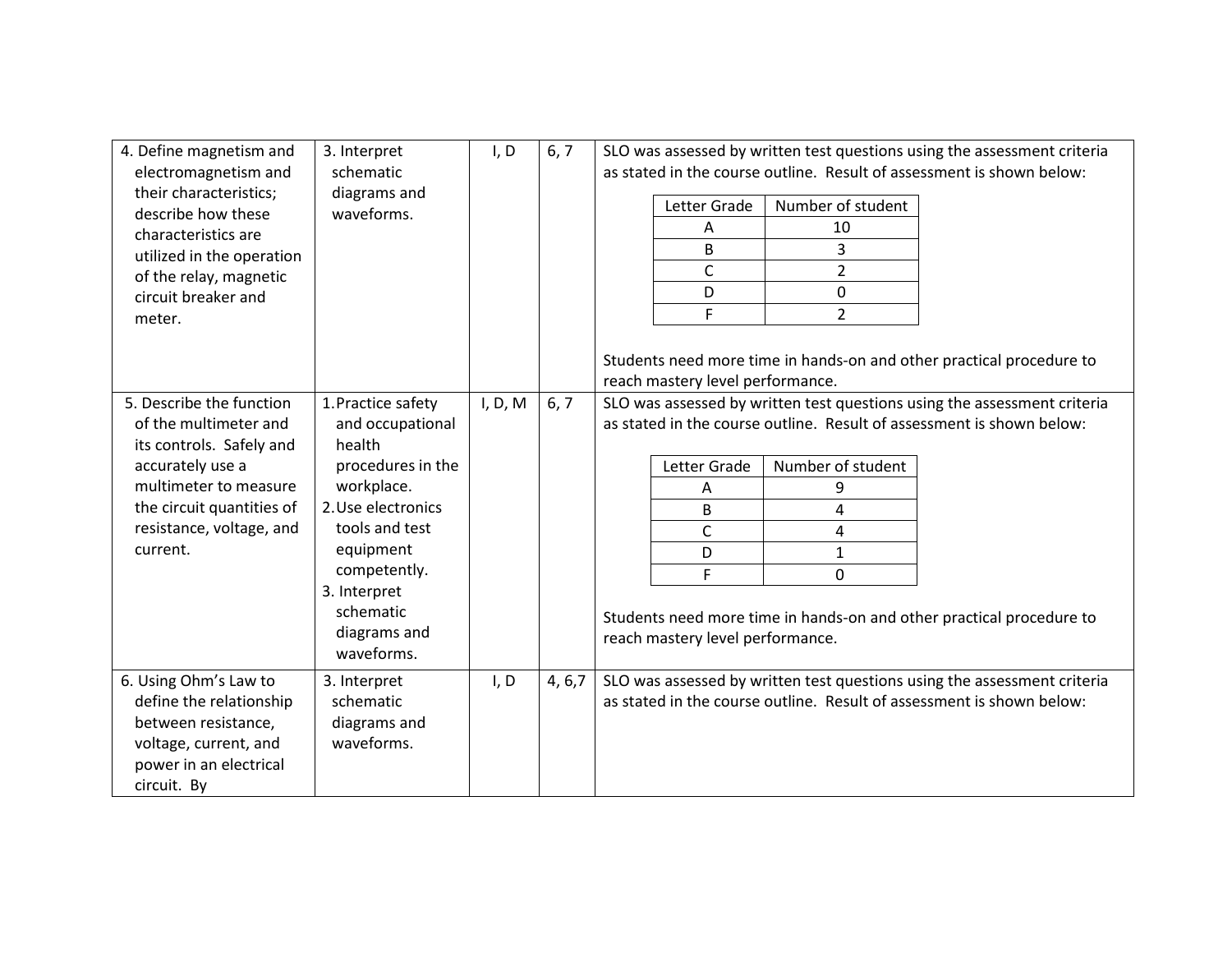| | | | | |
|---|---|---|---|---|
| 4. Define magnetism and electromagnetism and their characteristics; describe how these characteristics are utilized in the operation of the relay, magnetic circuit breaker and meter. | 3. Interpret schematic diagrams and waveforms. | I, D | 6, 7 | SLO was assessed by written test questions using the assessment criteria as stated in the course outline. Result of assessment is shown below:<br><br>Letter Grade / Number of student:<br>A: 10<br>B: 3<br>C: 2<br>D: 0<br>F: 2<br><br>Students need more time in hands-on and other practical procedure to reach mastery level performance. |
| 5. Describe the function of the multimeter and its controls. Safely and accurately use a multimeter to measure the circuit quantities of resistance, voltage, and current. | 1. Practice safety and occupational health procedures in the workplace.<br>2. Use electronics tools and test equipment competently.<br>3. Interpret schematic diagrams and waveforms. | I, D, M | 6, 7 | SLO was assessed by written test questions using the assessment criteria as stated in the course outline. Result of assessment is shown below:<br><br>Letter Grade / Number of student:<br>A: 9<br>B: 4<br>C: 4<br>D: 1<br>F: 0<br><br>Students need more time in hands-on and other practical procedure to reach mastery level performance. |
| 6. Using Ohm's Law to define the relationship between resistance, voltage, current, and power in an electrical circuit. By | 3. Interpret schematic diagrams and waveforms. | I, D | 4, 6,7 | SLO was assessed by written test questions using the assessment criteria as stated in the course outline. Result of assessment is shown below: |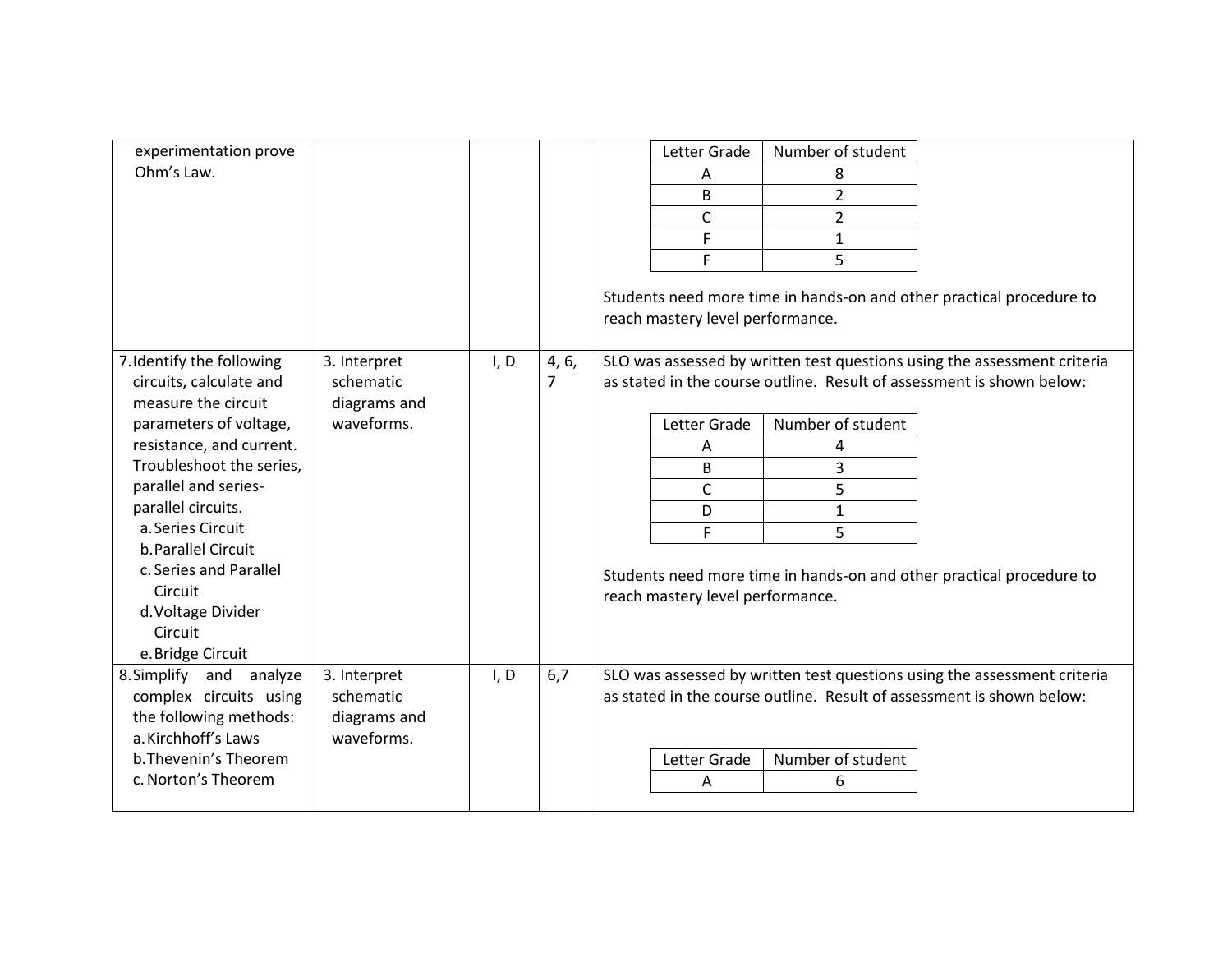| | | | | |
|---|---|---|---|---|
| experimentation prove Ohm's Law. | | | | <table><tr><th>Letter Grade</th><th>Number of student</th></tr><tr><td>A</td><td>8</td></tr><tr><td>B</td><td>2</td></tr><tr><td>C</td><td>2</td></tr><tr><td>F</td><td>1</td></tr><tr><td>F</td><td>5</td></tr></table><br>Students need more time in hands-on and other practical procedure to reach mastery level performance. |
| 7. Identify the following circuits, calculate and measure the circuit parameters of voltage, resistance, and current. Troubleshoot the series, parallel and series-parallel circuits.<br>a. Series Circuit<br>b. Parallel Circuit<br>c. Series and Parallel Circuit<br>d. Voltage Divider Circuit<br>e. Bridge Circuit | 3. Interpret schematic diagrams and waveforms. | I, D | 4, 6, 7 | SLO was assessed by written test questions using the assessment criteria as stated in the course outline. Result of assessment is shown below:<br><table><tr><th>Letter Grade</th><th>Number of student</th></tr><tr><td>A</td><td>4</td></tr><tr><td>B</td><td>3</td></tr><tr><td>C</td><td>5</td></tr><tr><td>D</td><td>1</td></tr><tr><td>F</td><td>5</td></tr></table><br>Students need more time in hands-on and other practical procedure to reach mastery level performance. |
| 8. Simplify and analyze complex circuits using the following methods:<br>a. Kirchhoff's Laws<br>b. Thevenin's Theorem<br>c. Norton's Theorem | 3. Interpret schematic diagrams and waveforms. | I, D | 6,7 | SLO was assessed by written test questions using the assessment criteria as stated in the course outline. Result of assessment is shown below:<br><table><tr><th>Letter Grade</th><th>Number of student</th></tr><tr><td>A</td><td>6</td></tr></table> |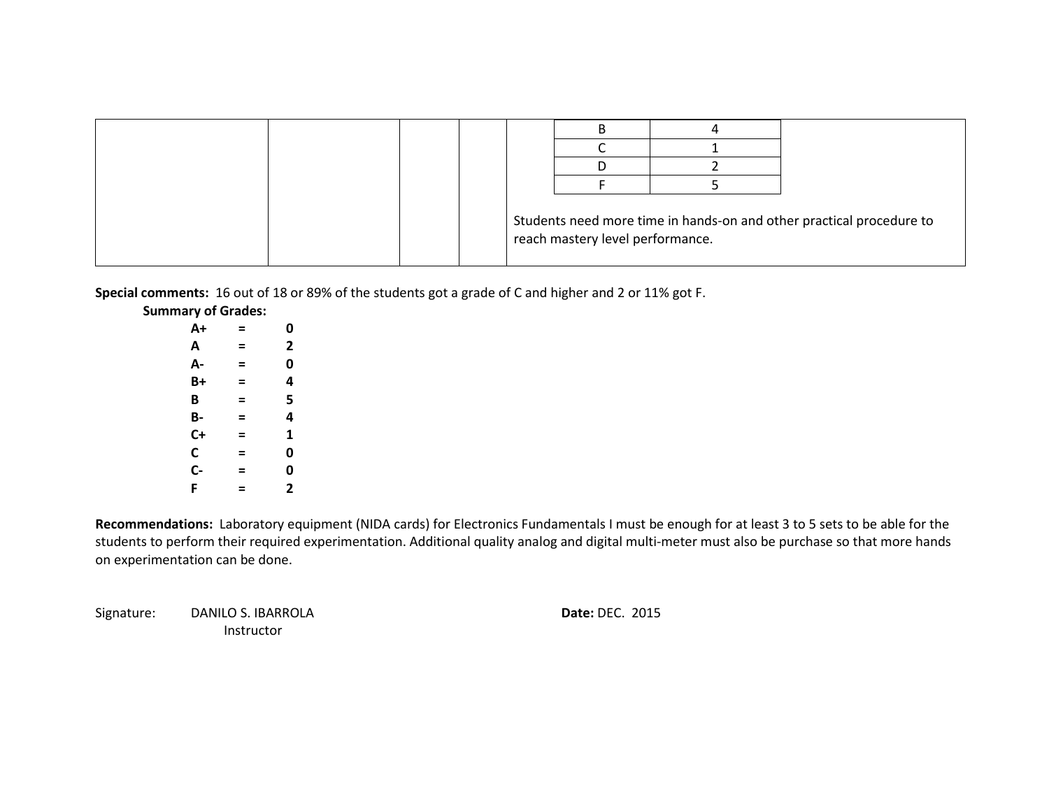| | | | | |
|---|---|---|---|---|
| | | | | B 4<br>C 1<br>D 2<br>F 5<br><br>Students need more time in hands-on and other practical procedure to reach mastery level performance. |

**Special comments:** 16 out of 18 or 89% of the students got a grade of C and higher and 2 or 11% got F.

**Summary of Grades:**

| | | |
|---|---|---|
| **A+** | **=** | **0** |
| **A** | **=** | **2** |
| **A-** | **=** | **0** |
| **B+** | **=** | **4** |
| **B** | **=** | **5** |
| **B-** | **=** | **4** |
| **C+** | **=** | **1** |
| **C** | **=** | **0** |
| **C-** | **=** | **0** |
| **F** | **=** | **2** |

**Recommendations:** Laboratory equipment (NIDA cards) for Electronics Fundamentals I must be enough for at least 3 to 5 sets to be able for the students to perform their required experimentation. Additional quality analog and digital multi-meter must also be purchase so that more hands on experimentation can be done.

Signature: DANILO S. IBARROLA
Instructor

**Date:** DEC. 2015